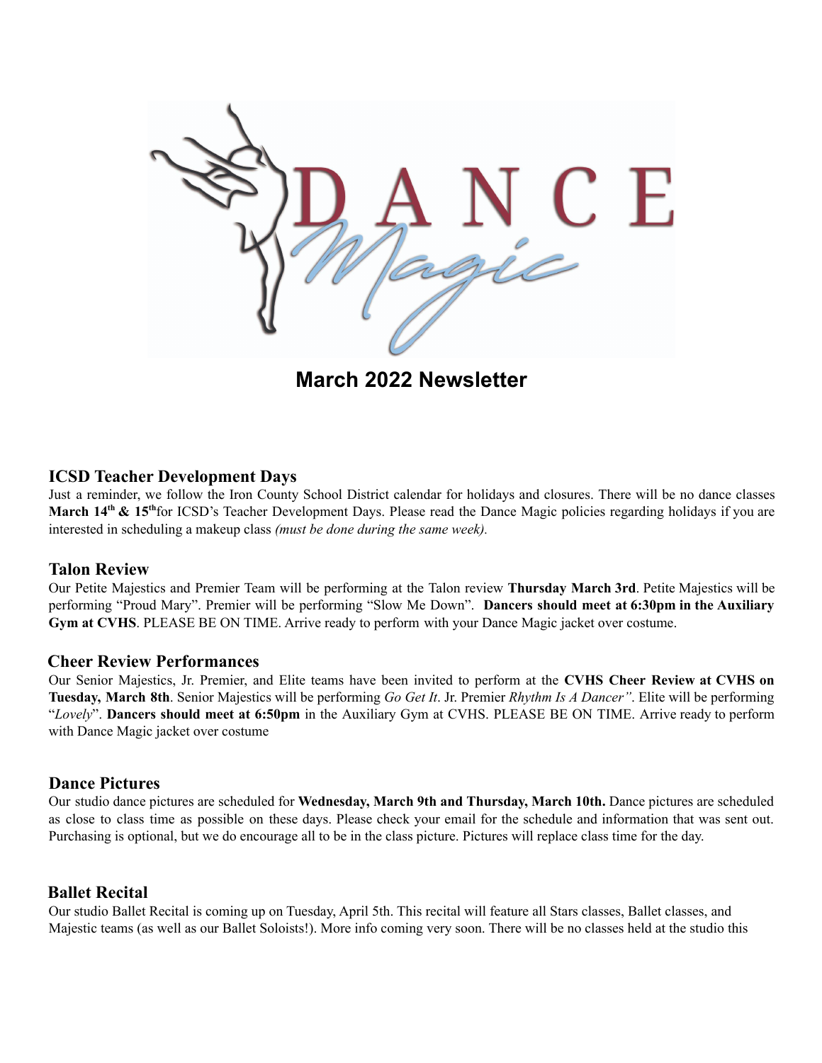# March 2022 Newsletter

## ICSD Teacher Development Days

Just a reminder, we follow the Iron County School District calendar for holidays and closures. There will be no dance classes **March 14th & 15th** for ICSD's Teacher Development Days. Please read the Dance Magic policies regarding holidays if you are interested in scheduling a makeup class *(must be done during the same week).*

## Talon Review

Our Petite Majestics and Premier Team will be performing at the Talon review **Thursday March 3rd**. Petite Majestics will be performing "Proud Mary". Premier will be performing "Slow Me Down". **Dancers should meet at 6:30pm in the Auxiliary Gym at CVHS**. PLEASE BE ON TIME. Arrive ready to perform with your Dance Magic jacket over costume.

## Cheer Review Performances

Our Senior Majestics, Jr. Premier, and Elite teams have been invited to perform at the **CVHS Cheer Review at CVHS on Tuesday, March 8th**. Senior Majestics will be performing *Go Get It*. Jr. Premier *Rhythm Is A Dancer"*. Elite will be performing "*Lovely*". **Dancers should meet at 6:50pm** in the Auxiliary Gym at CVHS. PLEASE BE ON TIME. Arrive ready to perform with Dance Magic jacket over costume

## Dance Pictures

Our studio dance pictures are scheduled for **Wednesday, March 9th and Thursday, March 10th.** Dance pictures are scheduled as close to class time as possible on these days. Please check your email for the schedule and information that was sent out. Purchasing is optional, but we do encourage all to be in the class picture. Pictures will replace class time for the day.

## Ballet Recital

Our studio Ballet Recital is coming up on Tuesday, April 5th. This recital will feature all Stars classes, Ballet classes, and Majestic teams (as well as our Ballet Soloists!). More info coming very soon. There will be no classes held at the studio this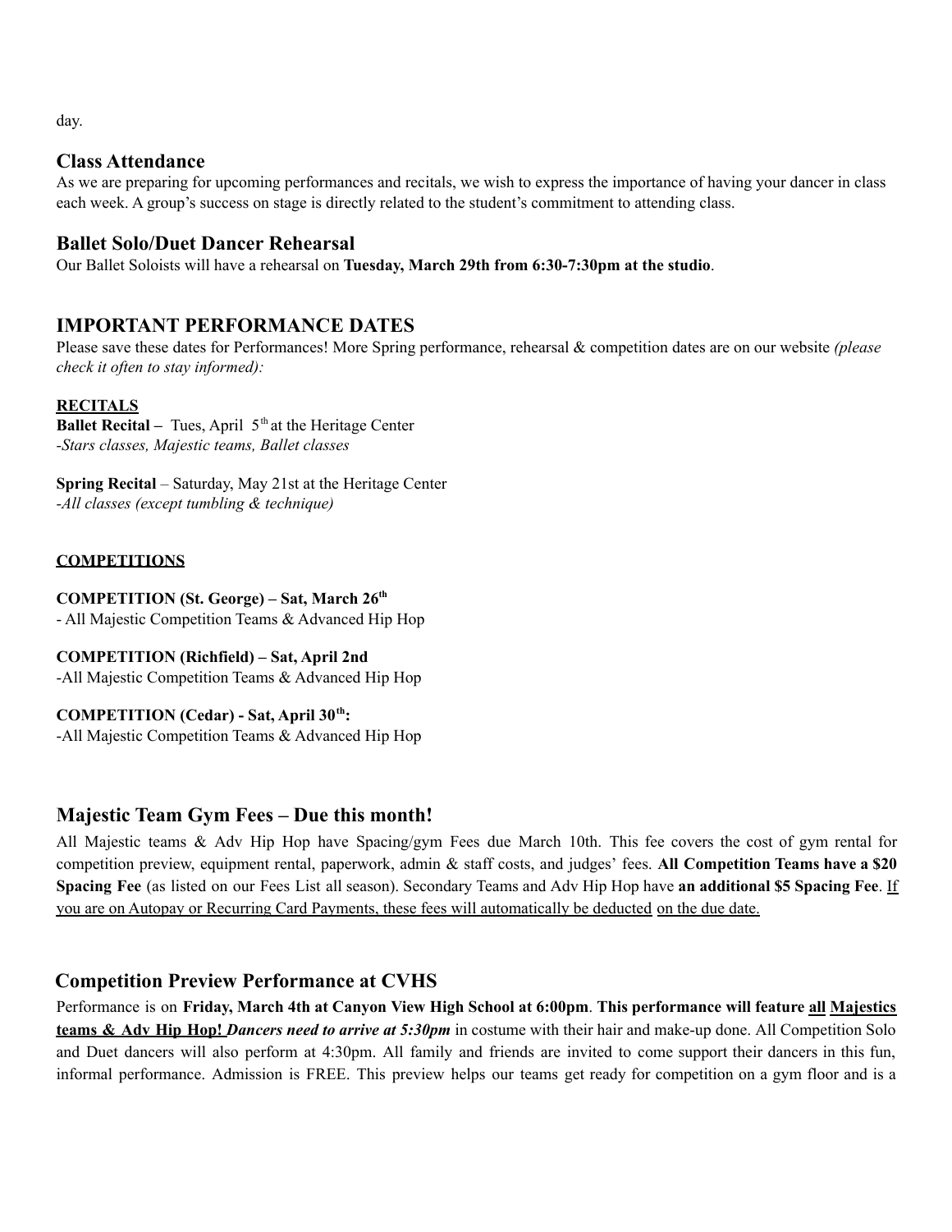day.

## Class Attendance

As we are preparing for upcoming performances and recitals, we wish to express the importance of having your dancer in class each week. A group's success on stage is directly related to the student's commitment to attending class.

## Ballet Solo/Duet Dancer Rehearsal

Our Ballet Soloists will have a rehearsal on **Tuesday, March 29th from 6:30-7:30pm at the studio**.

## IMPORTANT PERFORMANCE DATES

Please save these dates for Performances! More Spring performance, rehearsal & competition dates are on our website *(please check it often to stay informed):*

**RECITALS**

**Ballet Recital –** Tues, April 5th at the Heritage Center
*-Stars classes, Majestic teams, Ballet classes*

**Spring Recital** – Saturday, May 21st at the Heritage Center
*-All classes (except tumbling & technique)*

**COMPETITIONS**

**COMPETITION (St. George) – Sat, March 26th**
- All Majestic Competition Teams & Advanced Hip Hop

**COMPETITION (Richfield) – Sat, April 2nd**
-All Majestic Competition Teams & Advanced Hip Hop

**COMPETITION (Cedar) - Sat, April 30th:**
-All Majestic Competition Teams & Advanced Hip Hop

## Majestic Team Gym Fees – Due this month!

All Majestic teams & Adv Hip Hop have Spacing/gym Fees due March 10th. This fee covers the cost of gym rental for competition preview, equipment rental, paperwork, admin & staff costs, and judges' fees. **All Competition Teams have a $20 Spacing Fee** (as listed on our Fees List all season). Secondary Teams and Adv Hip Hop have **an additional $5 Spacing Fee**. If you are on Autopay or Recurring Card Payments, these fees will automatically be deducted on the due date.

## Competition Preview Performance at CVHS

Performance is on **Friday, March 4th at Canyon View High School at 6:00pm**. **This performance will feature all Majestics teams & Adv Hip Hop!** ***Dancers need to arrive at 5:30pm*** in costume with their hair and make-up done. All Competition Solo and Duet dancers will also perform at 4:30pm. All family and friends are invited to come support their dancers in this fun, informal performance. Admission is FREE. This preview helps our teams get ready for competition on a gym floor and is a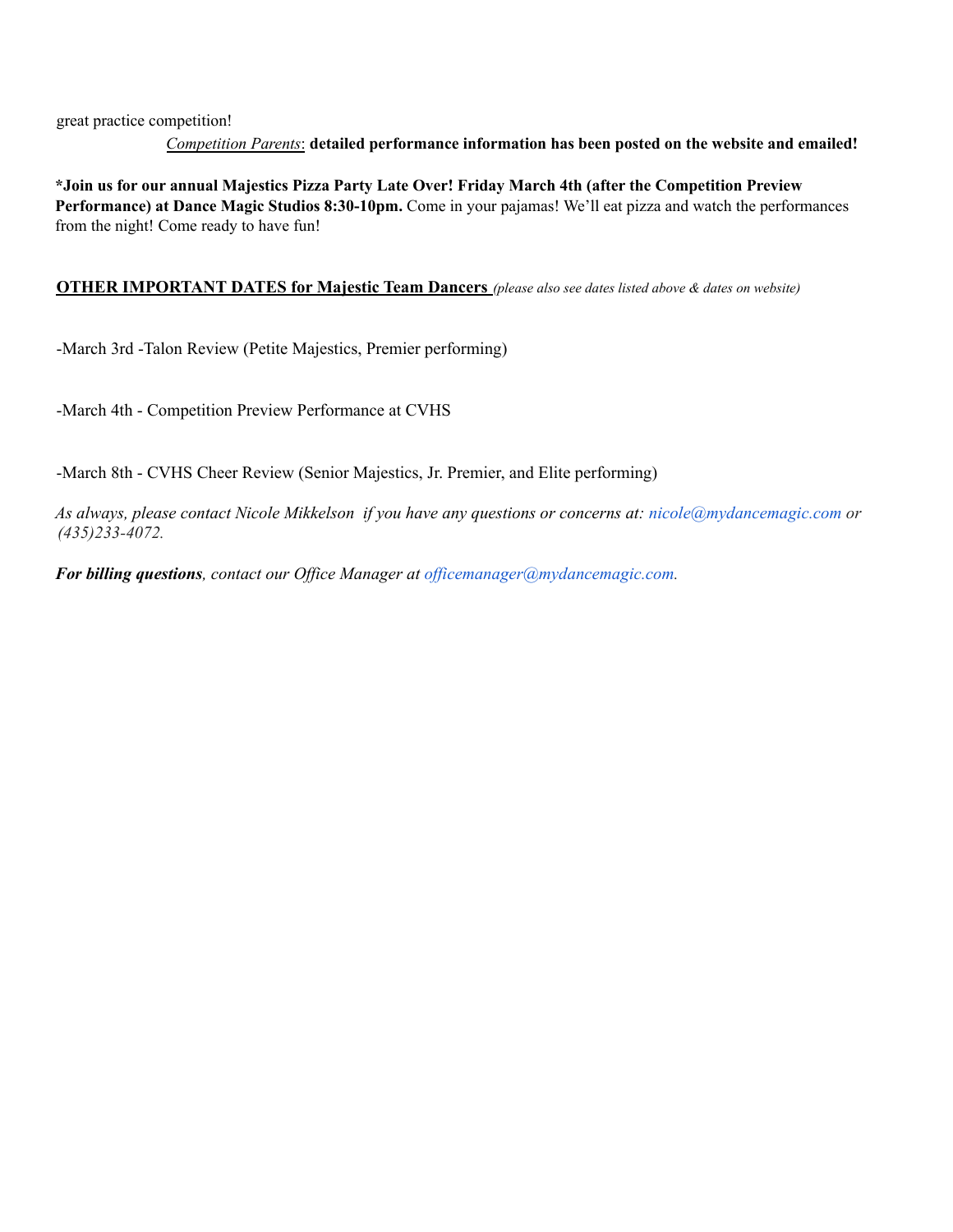great practice competition!

*Competition Parents*: **detailed performance information has been posted on the website and emailed!**

**\*Join us for our annual Majestics Pizza Party Late Over! Friday March 4th (after the Competition Preview Performance) at Dance Magic Studios 8:30-10pm.** Come in your pajamas! We'll eat pizza and watch the performances from the night! Come ready to have fun!

**OTHER IMPORTANT DATES for Majestic Team Dancers** *(please also see dates listed above & dates on website)*

-March 3rd -Talon Review (Petite Majestics, Premier performing)

-March 4th - Competition Preview Performance at CVHS

-March 8th - CVHS Cheer Review (Senior Majestics, Jr. Premier, and Elite performing)

*As always, please contact Nicole Mikkelson if you have any questions or concerns at: nicole@mydancemagic.com or (435)233-4072.*

***For billing questions**, contact our Office Manager at officemanager@mydancemagic.com.*